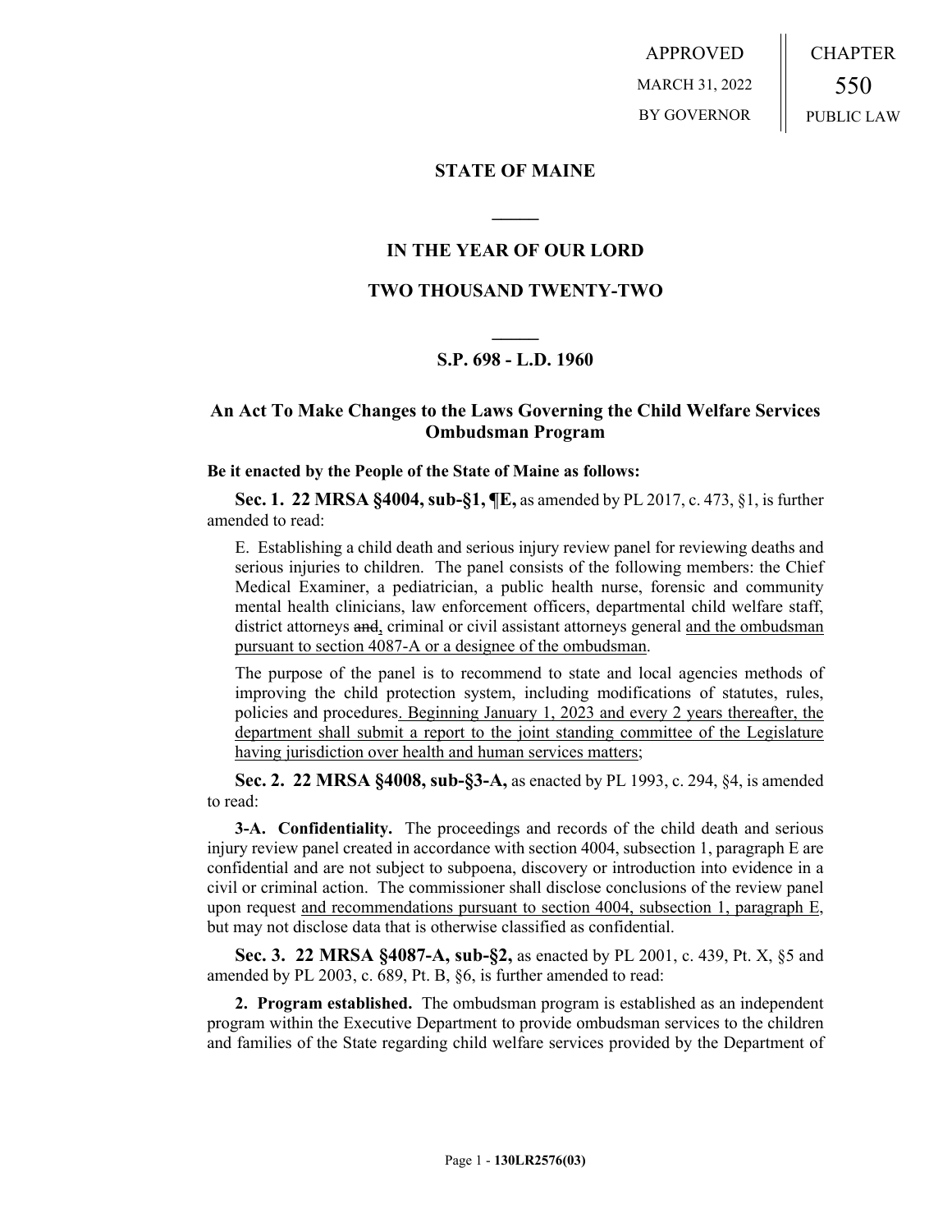APPROVED
MARCH 31, 2022
BY GOVERNOR

CHAPTER
550
PUBLIC LAW

## STATE OF MAINE

## IN THE YEAR OF OUR LORD

## TWO THOUSAND TWENTY-TWO

## S.P. 698 - L.D. 1960

## An Act To Make Changes to the Laws Governing the Child Welfare Services Ombudsman Program

**Be it enacted by the People of the State of Maine as follows:**

**Sec. 1. 22 MRSA §4004, sub-§1, ¶E,** as amended by PL 2017, c. 473, §1, is further amended to read:

E. Establishing a child death and serious injury review panel for reviewing deaths and serious injuries to children. The panel consists of the following members: the Chief Medical Examiner, a pediatrician, a public health nurse, forensic and community mental health clinicians, law enforcement officers, departmental child welfare staff, district attorneys ~~and~~, criminal or civil assistant attorneys general <u>and the ombudsman pursuant to section 4087-A or a designee of the ombudsman</u>.

The purpose of the panel is to recommend to state and local agencies methods of improving the child protection system, including modifications of statutes, rules, policies and procedures<u>. Beginning January 1, 2023 and every 2 years thereafter, the department shall submit a report to the joint standing committee of the Legislature having jurisdiction over health and human services matters</u>;

**Sec. 2. 22 MRSA §4008, sub-§3-A,** as enacted by PL 1993, c. 294, §4, is amended to read:

**3-A. Confidentiality.** The proceedings and records of the child death and serious injury review panel created in accordance with section 4004, subsection 1, paragraph E are confidential and are not subject to subpoena, discovery or introduction into evidence in a civil or criminal action. The commissioner shall disclose conclusions of the review panel upon request <u>and recommendations pursuant to section 4004, subsection 1, paragraph E</u>, but may not disclose data that is otherwise classified as confidential.

**Sec. 3. 22 MRSA §4087-A, sub-§2,** as enacted by PL 2001, c. 439, Pt. X, §5 and amended by PL 2003, c. 689, Pt. B, §6, is further amended to read:

**2. Program established.** The ombudsman program is established as an independent program within the Executive Department to provide ombudsman services to the children and families of the State regarding child welfare services provided by the Department of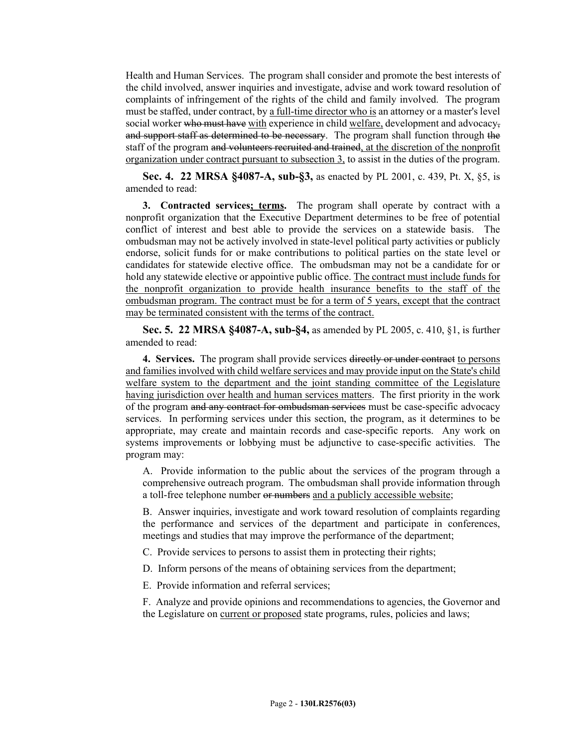Health and Human Services. The program shall consider and promote the best interests of the child involved, answer inquiries and investigate, advise and work toward resolution of complaints of infringement of the rights of the child and family involved. The program must be staffed, under contract, by <u>a full-time director who is</u> an attorney or a master's level social worker ~~who must have~~ <u>with</u> experience in child <u>welfare,</u> development and advocacy~~, and support staff as determined to be necessary~~. The program shall function through ~~the~~ staff of the program ~~and volunteers recruited and trained~~<u>, at the discretion of the nonprofit organization under contract pursuant to subsection 3,</u> to assist in the duties of the program.

**Sec. 4. 22 MRSA §4087-A, sub-§3,** as enacted by PL 2001, c. 439, Pt. X, §5, is amended to read:

**3. Contracted services<u>; terms</u>.** The program shall operate by contract with a nonprofit organization that the Executive Department determines to be free of potential conflict of interest and best able to provide the services on a statewide basis. The ombudsman may not be actively involved in state-level political party activities or publicly endorse, solicit funds for or make contributions to political parties on the state level or candidates for statewide elective office. The ombudsman may not be a candidate for or hold any statewide elective or appointive public office. <u>The contract must include funds for the nonprofit organization to provide health insurance benefits to the staff of the ombudsman program. The contract must be for a term of 5 years, except that the contract may be terminated consistent with the terms of the contract.</u>

**Sec. 5. 22 MRSA §4087-A, sub-§4,** as amended by PL 2005, c. 410, §1, is further amended to read:

**4. Services.** The program shall provide services ~~directly or under contract~~ <u>to persons and families involved with child welfare services and may provide input on the State's child welfare system to the department and the joint standing committee of the Legislature having jurisdiction over health and human services matters</u>. The first priority in the work of the program ~~and any contract for ombudsman services~~ must be case-specific advocacy services. In performing services under this section, the program, as it determines to be appropriate, may create and maintain records and case-specific reports. Any work on systems improvements or lobbying must be adjunctive to case-specific activities. The program may:

A. Provide information to the public about the services of the program through a comprehensive outreach program. The ombudsman shall provide information through a toll-free telephone number ~~or numbers~~ <u>and a publicly accessible website</u>;

B. Answer inquiries, investigate and work toward resolution of complaints regarding the performance and services of the department and participate in conferences, meetings and studies that may improve the performance of the department;

C. Provide services to persons to assist them in protecting their rights;

D. Inform persons of the means of obtaining services from the department;

E. Provide information and referral services;

F. Analyze and provide opinions and recommendations to agencies, the Governor and the Legislature on <u>current or proposed</u> state programs, rules, policies and laws;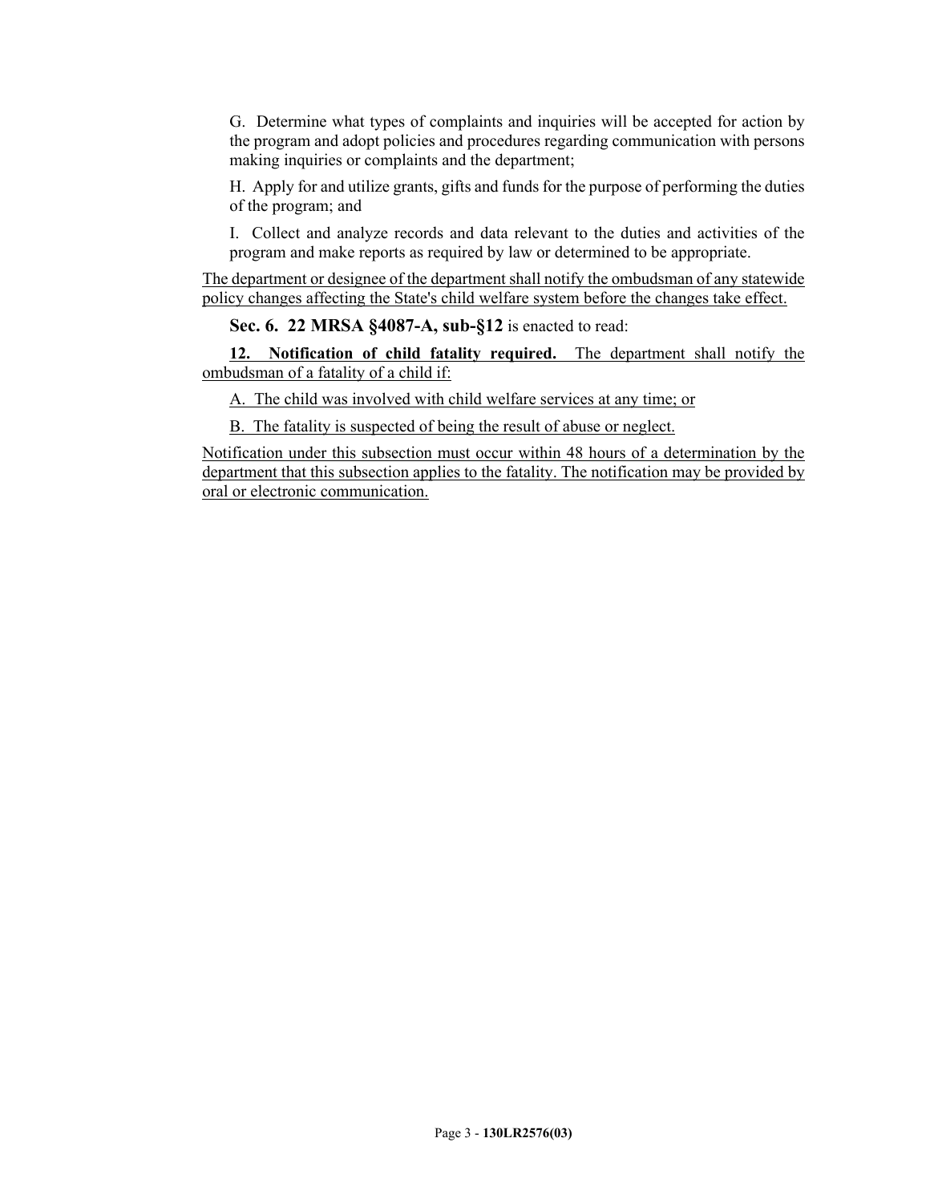G. Determine what types of complaints and inquiries will be accepted for action by the program and adopt policies and procedures regarding communication with persons making inquiries or complaints and the department;

H. Apply for and utilize grants, gifts and funds for the purpose of performing the duties of the program; and

I. Collect and analyze records and data relevant to the duties and activities of the program and make reports as required by law or determined to be appropriate.

The department or designee of the department shall notify the ombudsman of any statewide policy changes affecting the State's child welfare system before the changes take effect.

**Sec. 6. 22 MRSA §4087-A, sub-§12** is enacted to read:

**12. Notification of child fatality required.** The department shall notify the ombudsman of a fatality of a child if:

A. The child was involved with child welfare services at any time; or

B. The fatality is suspected of being the result of abuse or neglect.

Notification under this subsection must occur within 48 hours of a determination by the department that this subsection applies to the fatality. The notification may be provided by oral or electronic communication.